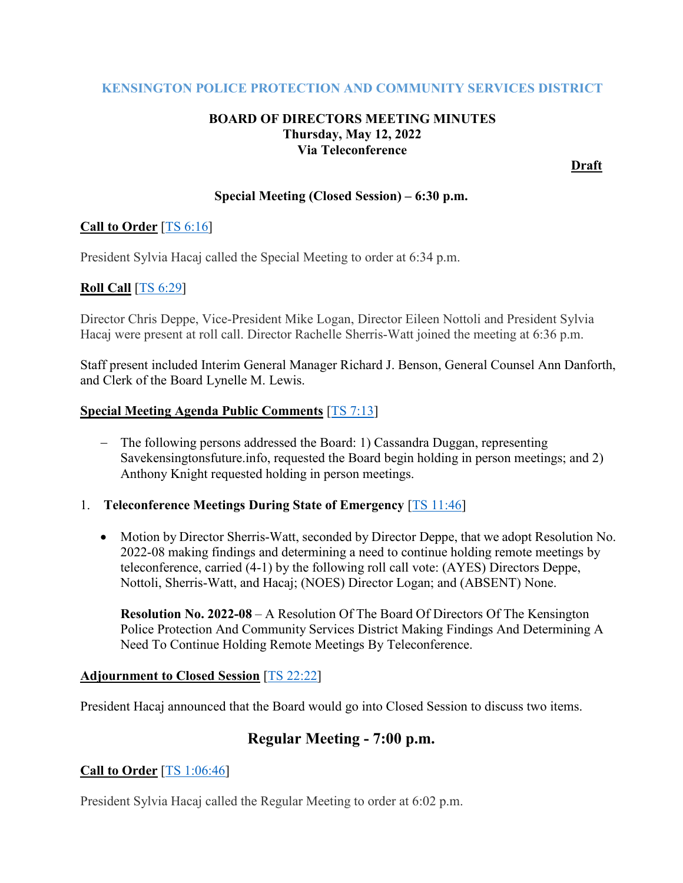# KENSINGTON POLICE PROTECTION AND COMMUNITY SERVICES DISTRICT

**BOARD OF DIRECTORS MEETING MINUTES**
**Thursday, May 12, 2022**
**Via Teleconference**

**Draft**

### Special Meeting (Closed Session) – 6:30 p.m.

**Call to Order** [TS 6:16]

President Sylvia Hacaj called the Special Meeting to order at 6:34 p.m.

**Roll Call** [TS 6:29]

Director Chris Deppe, Vice-President Mike Logan, Director Eileen Nottoli and President Sylvia Hacaj were present at roll call. Director Rachelle Sherris-Watt joined the meeting at 6:36 p.m.

Staff present included Interim General Manager Richard J. Benson, General Counsel Ann Danforth, and Clerk of the Board Lynelle M. Lewis.

**Special Meeting Agenda Public Comments** [TS 7:13]

- The following persons addressed the Board: 1) Cassandra Duggan, representing Savekensingtonsfuture.info, requested the Board begin holding in person meetings; and 2) Anthony Knight requested holding in person meetings.

1. **Teleconference Meetings During State of Emergency** [TS 11:46]

- Motion by Director Sherris-Watt, seconded by Director Deppe, that we adopt Resolution No. 2022-08 making findings and determining a need to continue holding remote meetings by teleconference, carried (4-1) by the following roll call vote: (AYES) Directors Deppe, Nottoli, Sherris-Watt, and Hacaj; (NOES) Director Logan; and (ABSENT) None.

  **Resolution No. 2022-08** – A Resolution Of The Board Of Directors Of The Kensington Police Protection And Community Services District Making Findings And Determining A Need To Continue Holding Remote Meetings By Teleconference.

**Adjournment to Closed Session** [TS 22:22]

President Hacaj announced that the Board would go into Closed Session to discuss two items.

## Regular Meeting - 7:00 p.m.

**Call to Order** [TS 1:06:46]

President Sylvia Hacaj called the Regular Meeting to order at 6:02 p.m.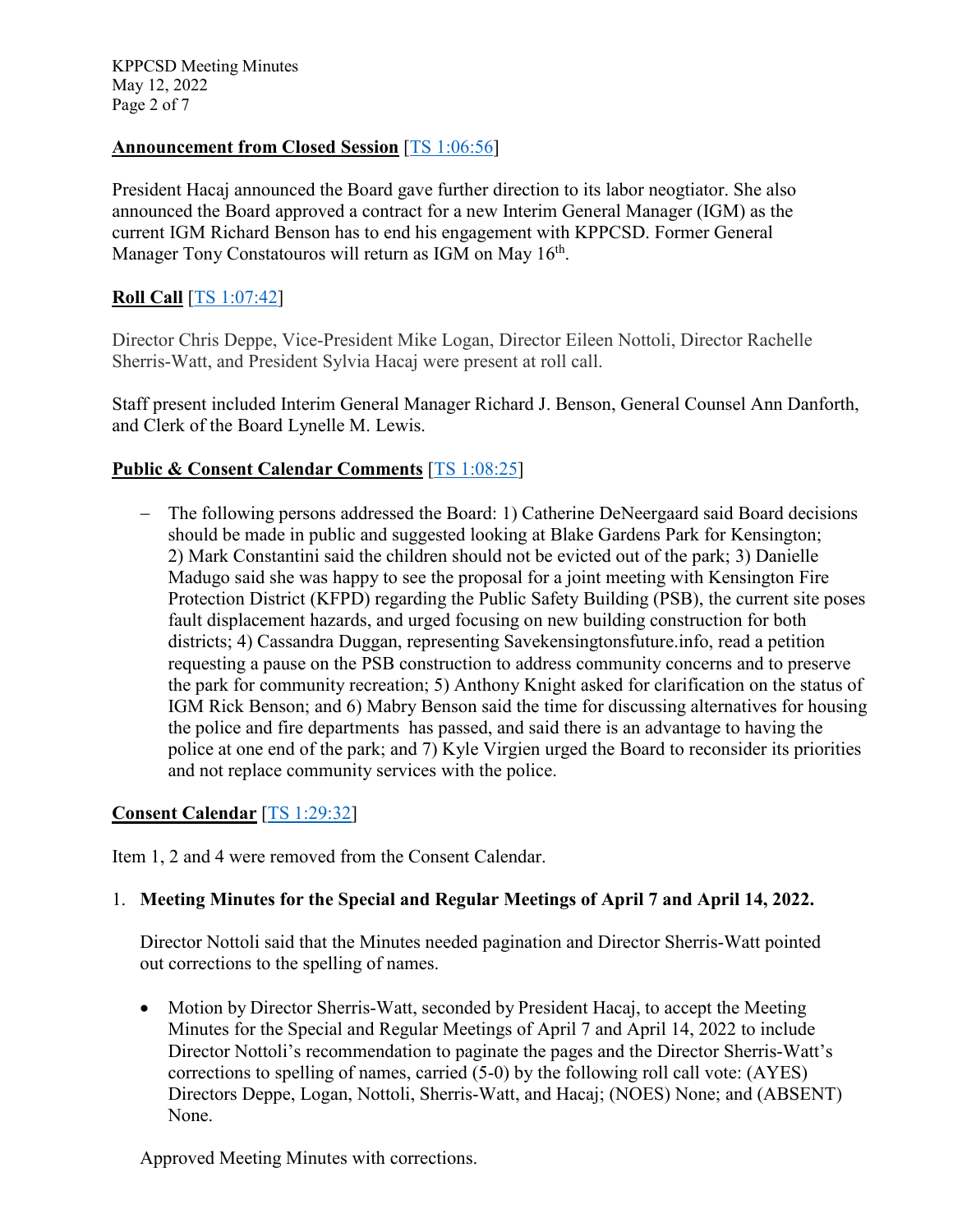**Announcement from Closed Session** [TS 1:06:56]

President Hacaj announced the Board gave further direction to its labor neogtiator. She also announced the Board approved a contract for a new Interim General Manager (IGM) as the current IGM Richard Benson has to end his engagement with KPPCSD. Former General Manager Tony Constatouros will return as IGM on May 16th.

**Roll Call** [TS 1:07:42]

Director Chris Deppe, Vice-President Mike Logan, Director Eileen Nottoli, Director Rachelle Sherris-Watt, and President Sylvia Hacaj were present at roll call.

Staff present included Interim General Manager Richard J. Benson, General Counsel Ann Danforth, and Clerk of the Board Lynelle M. Lewis.

**Public & Consent Calendar Comments** [TS 1:08:25]

- The following persons addressed the Board: 1) Catherine DeNeergaard said Board decisions should be made in public and suggested looking at Blake Gardens Park for Kensington; 2) Mark Constantini said the children should not be evicted out of the park; 3) Danielle Madugo said she was happy to see the proposal for a joint meeting with Kensington Fire Protection District (KFPD) regarding the Public Safety Building (PSB), the current site poses fault displacement hazards, and urged focusing on new building construction for both districts; 4) Cassandra Duggan, representing Savekensingtonsfuture.info, read a petition requesting a pause on the PSB construction to address community concerns and to preserve the park for community recreation; 5) Anthony Knight asked for clarification on the status of IGM Rick Benson; and 6) Mabry Benson said the time for discussing alternatives for housing the police and fire departments has passed, and said there is an advantage to having the police at one end of the park; and 7) Kyle Virgien urged the Board to reconsider its priorities and not replace community services with the police.

**Consent Calendar** [TS 1:29:32]

Item 1, 2 and 4 were removed from the Consent Calendar.

1. **Meeting Minutes for the Special and Regular Meetings of April 7 and April 14, 2022.**

   Director Nottoli said that the Minutes needed pagination and Director Sherris-Watt pointed out corrections to the spelling of names.

   - Motion by Director Sherris-Watt, seconded by President Hacaj, to accept the Meeting Minutes for the Special and Regular Meetings of April 7 and April 14, 2022 to include Director Nottoli's recommendation to paginate the pages and the Director Sherris-Watt's corrections to spelling of names, carried (5-0) by the following roll call vote: (AYES) Directors Deppe, Logan, Nottoli, Sherris-Watt, and Hacaj; (NOES) None; and (ABSENT) None.

   Approved Meeting Minutes with corrections.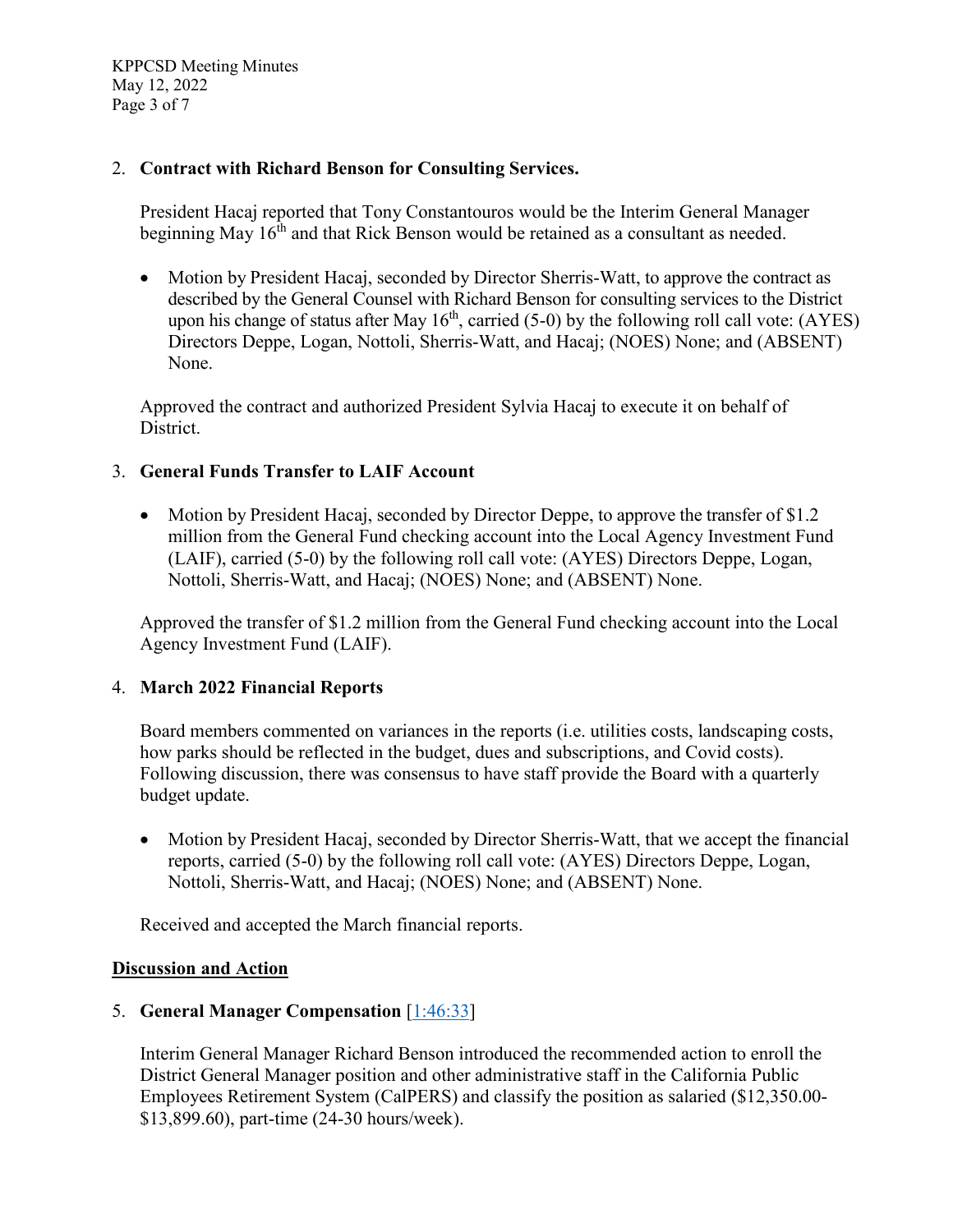2. **Contract with Richard Benson for Consulting Services.**

   President Hacaj reported that Tony Constantouros would be the Interim General Manager beginning May 16th and that Rick Benson would be retained as a consultant as needed.

   - Motion by President Hacaj, seconded by Director Sherris-Watt, to approve the contract as described by the General Counsel with Richard Benson for consulting services to the District upon his change of status after May 16th, carried (5-0) by the following roll call vote: (AYES) Directors Deppe, Logan, Nottoli, Sherris-Watt, and Hacaj; (NOES) None; and (ABSENT) None.

   Approved the contract and authorized President Sylvia Hacaj to execute it on behalf of District.

3. **General Funds Transfer to LAIF Account**

   - Motion by President Hacaj, seconded by Director Deppe, to approve the transfer of $1.2 million from the General Fund checking account into the Local Agency Investment Fund (LAIF), carried (5-0) by the following roll call vote: (AYES) Directors Deppe, Logan, Nottoli, Sherris-Watt, and Hacaj; (NOES) None; and (ABSENT) None.

   Approved the transfer of $1.2 million from the General Fund checking account into the Local Agency Investment Fund (LAIF).

4. **March 2022 Financial Reports**

   Board members commented on variances in the reports (i.e. utilities costs, landscaping costs, how parks should be reflected in the budget, dues and subscriptions, and Covid costs). Following discussion, there was consensus to have staff provide the Board with a quarterly budget update.

   - Motion by President Hacaj, seconded by Director Sherris-Watt, that we accept the financial reports, carried (5-0) by the following roll call vote: (AYES) Directors Deppe, Logan, Nottoli, Sherris-Watt, and Hacaj; (NOES) None; and (ABSENT) None.

   Received and accepted the March financial reports.

**Discussion and Action**

5. **General Manager Compensation** [1:46:33]

   Interim General Manager Richard Benson introduced the recommended action to enroll the District General Manager position and other administrative staff in the California Public Employees Retirement System (CalPERS) and classify the position as salaried ($12,350.00-$13,899.60), part-time (24-30 hours/week).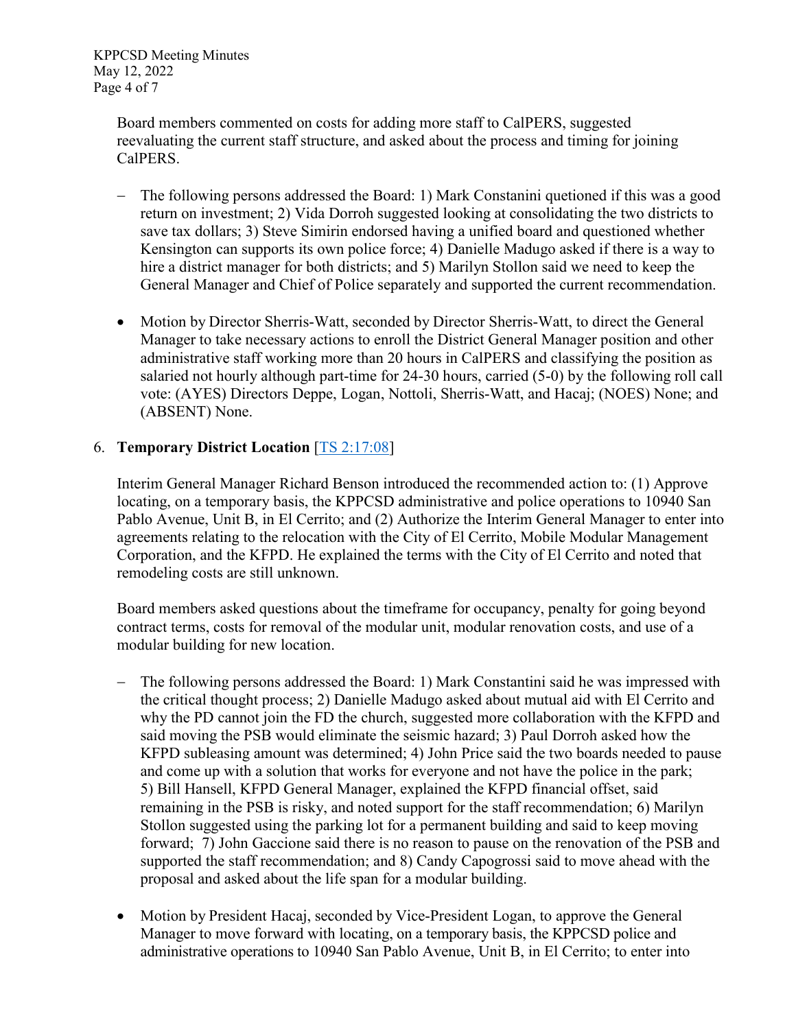Board members commented on costs for adding more staff to CalPERS, suggested reevaluating the current staff structure, and asked about the process and timing for joining CalPERS.

- The following persons addressed the Board: 1) Mark Constanini quetioned if this was a good return on investment; 2) Vida Dorroh suggested looking at consolidating the two districts to save tax dollars; 3) Steve Simirin endorsed having a unified board and questioned whether Kensington can supports its own police force; 4) Danielle Madugo asked if there is a way to hire a district manager for both districts; and 5) Marilyn Stollon said we need to keep the General Manager and Chief of Police separately and supported the current recommendation.

- Motion by Director Sherris-Watt, seconded by Director Sherris-Watt, to direct the General Manager to take necessary actions to enroll the District General Manager position and other administrative staff working more than 20 hours in CalPERS and classifying the position as salaried not hourly although part-time for 24-30 hours, carried (5-0) by the following roll call vote: (AYES) Directors Deppe, Logan, Nottoli, Sherris-Watt, and Hacaj; (NOES) None; and (ABSENT) None.

6. **Temporary District Location** [TS 2:17:08]

Interim General Manager Richard Benson introduced the recommended action to: (1) Approve locating, on a temporary basis, the KPPCSD administrative and police operations to 10940 San Pablo Avenue, Unit B, in El Cerrito; and (2) Authorize the Interim General Manager to enter into agreements relating to the relocation with the City of El Cerrito, Mobile Modular Management Corporation, and the KFPD. He explained the terms with the City of El Cerrito and noted that remodeling costs are still unknown.

Board members asked questions about the timeframe for occupancy, penalty for going beyond contract terms, costs for removal of the modular unit, modular renovation costs, and use of a modular building for new location.

- The following persons addressed the Board: 1) Mark Constantini said he was impressed with the critical thought process; 2) Danielle Madugo asked about mutual aid with El Cerrito and why the PD cannot join the FD the church, suggested more collaboration with the KFPD and said moving the PSB would eliminate the seismic hazard; 3) Paul Dorroh asked how the KFPD subleasing amount was determined; 4) John Price said the two boards needed to pause and come up with a solution that works for everyone and not have the police in the park; 5) Bill Hansell, KFPD General Manager, explained the KFPD financial offset, said remaining in the PSB is risky, and noted support for the staff recommendation; 6) Marilyn Stollon suggested using the parking lot for a permanent building and said to keep moving forward; 7) John Gaccione said there is no reason to pause on the renovation of the PSB and supported the staff recommendation; and 8) Candy Capogrossi said to move ahead with the proposal and asked about the life span for a modular building.

- Motion by President Hacaj, seconded by Vice-President Logan, to approve the General Manager to move forward with locating, on a temporary basis, the KPPCSD police and administrative operations to 10940 San Pablo Avenue, Unit B, in El Cerrito; to enter into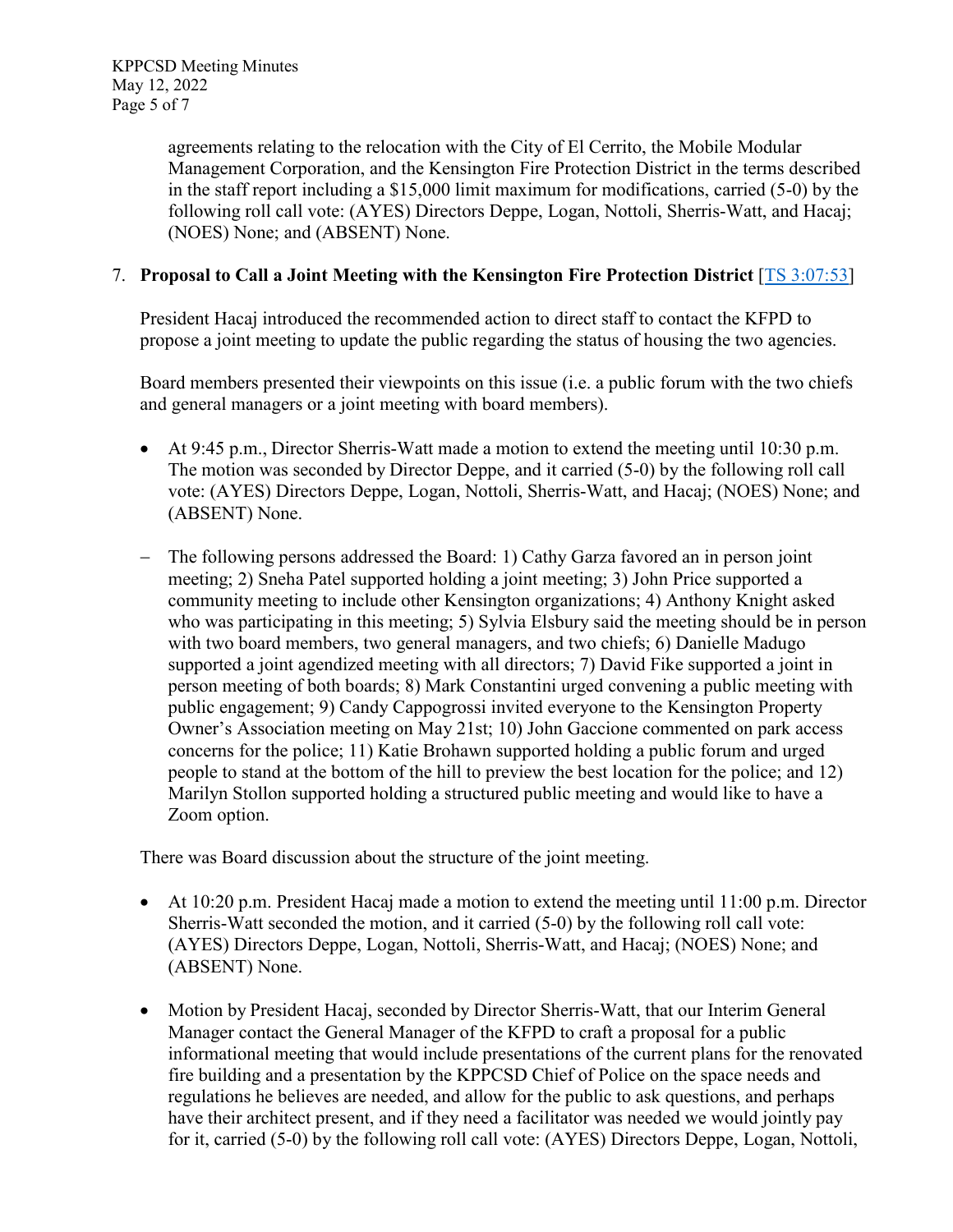agreements relating to the relocation with the City of El Cerrito, the Mobile Modular Management Corporation, and the Kensington Fire Protection District in the terms described in the staff report including a $15,000 limit maximum for modifications, carried (5-0) by the following roll call vote: (AYES) Directors Deppe, Logan, Nottoli, Sherris-Watt, and Hacaj; (NOES) None; and (ABSENT) None.

7. **Proposal to Call a Joint Meeting with the Kensington Fire Protection District** [TS 3:07:53]

   President Hacaj introduced the recommended action to direct staff to contact the KFPD to propose a joint meeting to update the public regarding the status of housing the two agencies.

   Board members presented their viewpoints on this issue (i.e. a public forum with the two chiefs and general managers or a joint meeting with board members).

   - At 9:45 p.m., Director Sherris-Watt made a motion to extend the meeting until 10:30 p.m. The motion was seconded by Director Deppe, and it carried (5-0) by the following roll call vote: (AYES) Directors Deppe, Logan, Nottoli, Sherris-Watt, and Hacaj; (NOES) None; and (ABSENT) None.

   – The following persons addressed the Board: 1) Cathy Garza favored an in person joint meeting; 2) Sneha Patel supported holding a joint meeting; 3) John Price supported a community meeting to include other Kensington organizations; 4) Anthony Knight asked who was participating in this meeting; 5) Sylvia Elsbury said the meeting should be in person with two board members, two general managers, and two chiefs; 6) Danielle Madugo supported a joint agendized meeting with all directors; 7) David Fike supported a joint in person meeting of both boards; 8) Mark Constantini urged convening a public meeting with public engagement; 9) Candy Cappogrossi invited everyone to the Kensington Property Owner's Association meeting on May 21st; 10) John Gaccione commented on park access concerns for the police; 11) Katie Brohawn supported holding a public forum and urged people to stand at the bottom of the hill to preview the best location for the police; and 12) Marilyn Stollon supported holding a structured public meeting and would like to have a Zoom option.

   There was Board discussion about the structure of the joint meeting.

   - At 10:20 p.m. President Hacaj made a motion to extend the meeting until 11:00 p.m. Director Sherris-Watt seconded the motion, and it carried (5-0) by the following roll call vote: (AYES) Directors Deppe, Logan, Nottoli, Sherris-Watt, and Hacaj; (NOES) None; and (ABSENT) None.

   - Motion by President Hacaj, seconded by Director Sherris-Watt, that our Interim General Manager contact the General Manager of the KFPD to craft a proposal for a public informational meeting that would include presentations of the current plans for the renovated fire building and a presentation by the KPPCSD Chief of Police on the space needs and regulations he believes are needed, and allow for the public to ask questions, and perhaps have their architect present, and if they need a facilitator was needed we would jointly pay for it, carried (5-0) by the following roll call vote: (AYES) Directors Deppe, Logan, Nottoli,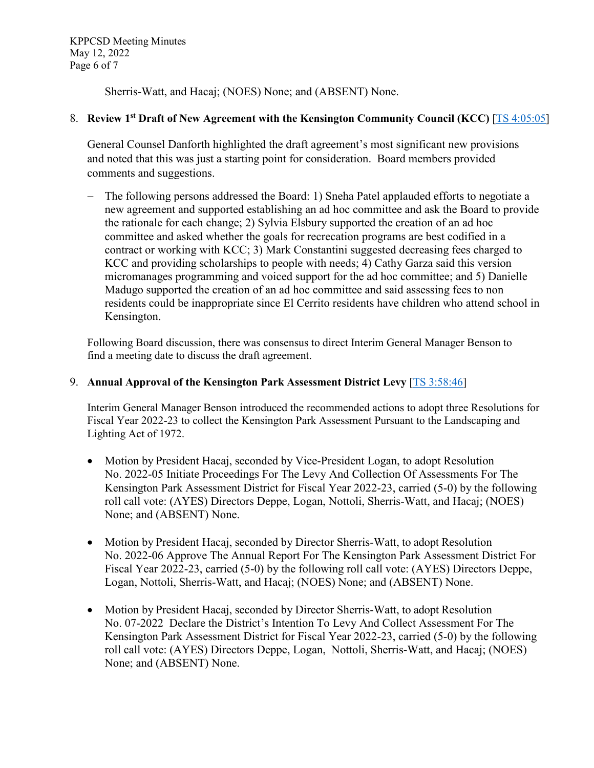Sherris-Watt, and Hacaj; (NOES) None; and (ABSENT) None.

8. **Review 1st Draft of New Agreement with the Kensington Community Council (KCC)** [TS 4:05:05]

General Counsel Danforth highlighted the draft agreement's most significant new provisions and noted that this was just a starting point for consideration. Board members provided comments and suggestions.

- The following persons addressed the Board: 1) Sneha Patel applauded efforts to negotiate a new agreement and supported establishing an ad hoc committee and ask the Board to provide the rationale for each change; 2) Sylvia Elsbury supported the creation of an ad hoc committee and asked whether the goals for recrecation programs are best codified in a contract or working with KCC; 3) Mark Constantini suggested decreasing fees charged to KCC and providing scholarships to people with needs; 4) Cathy Garza said this version micromanages programming and voiced support for the ad hoc committee; and 5) Danielle Madugo supported the creation of an ad hoc committee and said assessing fees to non residents could be inappropriate since El Cerrito residents have children who attend school in Kensington.

Following Board discussion, there was consensus to direct Interim General Manager Benson to find a meeting date to discuss the draft agreement.

9. **Annual Approval of the Kensington Park Assessment District Levy** [TS 3:58:46]

Interim General Manager Benson introduced the recommended actions to adopt three Resolutions for Fiscal Year 2022-23 to collect the Kensington Park Assessment Pursuant to the Landscaping and Lighting Act of 1972.

- Motion by President Hacaj, seconded by Vice-President Logan, to adopt Resolution No. 2022-05 Initiate Proceedings For The Levy And Collection Of Assessments For The Kensington Park Assessment District for Fiscal Year 2022-23, carried (5-0) by the following roll call vote: (AYES) Directors Deppe, Logan, Nottoli, Sherris-Watt, and Hacaj; (NOES) None; and (ABSENT) None.

- Motion by President Hacaj, seconded by Director Sherris-Watt, to adopt Resolution No. 2022-06 Approve The Annual Report For The Kensington Park Assessment District For Fiscal Year 2022-23, carried (5-0) by the following roll call vote: (AYES) Directors Deppe, Logan, Nottoli, Sherris-Watt, and Hacaj; (NOES) None; and (ABSENT) None.

- Motion by President Hacaj, seconded by Director Sherris-Watt, to adopt Resolution No. 07-2022 Declare the District's Intention To Levy And Collect Assessment For The Kensington Park Assessment District for Fiscal Year 2022-23, carried (5-0) by the following roll call vote: (AYES) Directors Deppe, Logan, Nottoli, Sherris-Watt, and Hacaj; (NOES) None; and (ABSENT) None.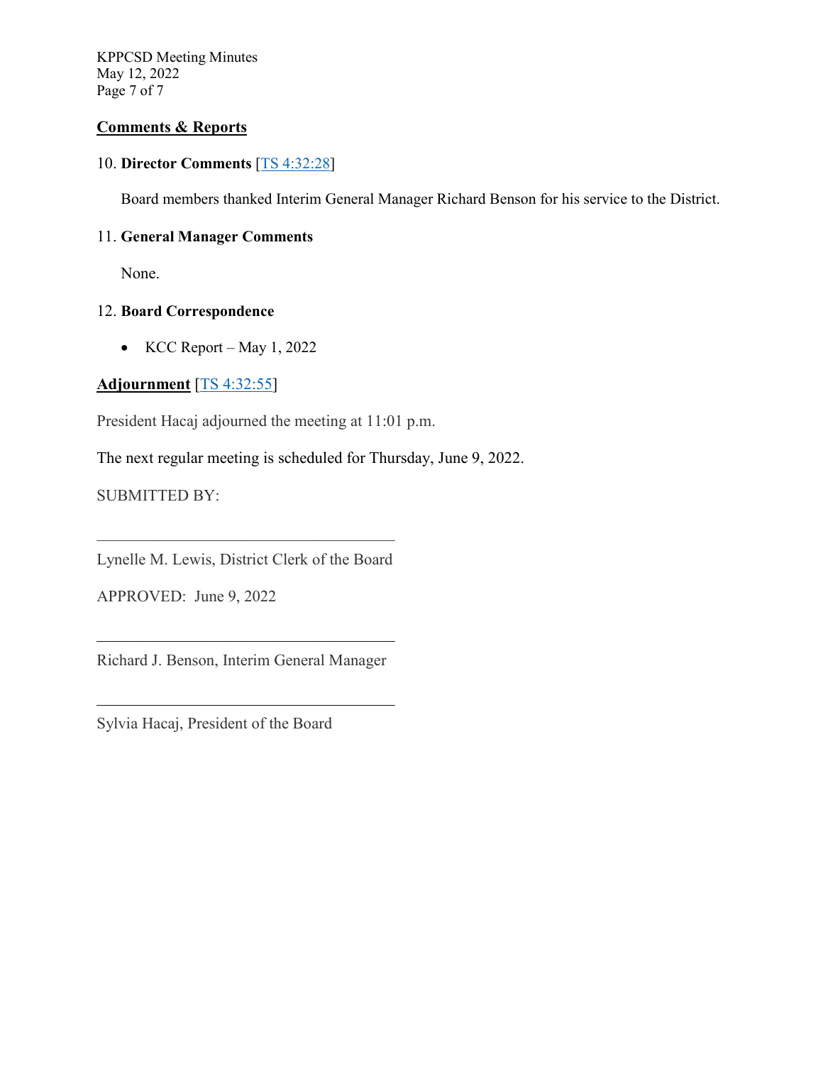## Comments & Reports

10. **Director Comments** [TS 4:32:28]

    Board members thanked Interim General Manager Richard Benson for his service to the District.

11. **General Manager Comments**

    None.

12. **Board Correspondence**

    - KCC Report – May 1, 2022

## Adjournment [TS 4:32:55]

President Hacaj adjourned the meeting at 11:01 p.m.

The next regular meeting is scheduled for Thursday, June 9, 2022.

SUBMITTED BY:

\_\_\_\_\_\_\_\_\_\_\_\_\_\_\_\_\_\_\_\_\_\_\_\_\_\_\_\_\_\_\_\_\_\_\_\_\_\_\_\_

Lynelle M. Lewis, District Clerk of the Board

APPROVED: June 9, 2022

\_\_\_\_\_\_\_\_\_\_\_\_\_\_\_\_\_\_\_\_\_\_\_\_\_\_\_\_\_\_\_\_\_\_\_\_\_\_\_\_

Richard J. Benson, Interim General Manager

\_\_\_\_\_\_\_\_\_\_\_\_\_\_\_\_\_\_\_\_\_\_\_\_\_\_\_\_\_\_\_\_\_\_\_\_\_\_\_\_

Sylvia Hacaj, President of the Board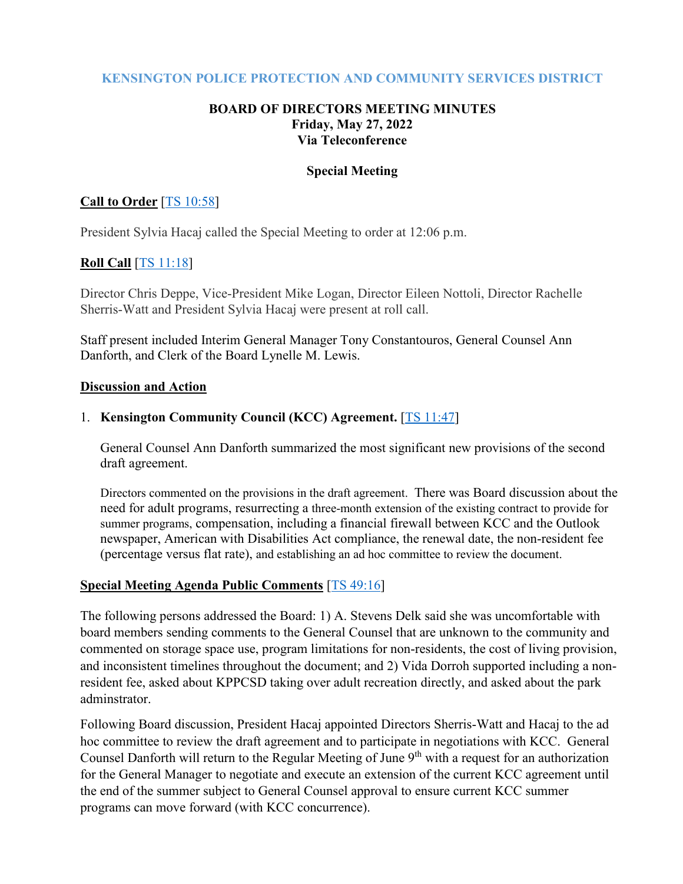**KENSINGTON POLICE PROTECTION AND COMMUNITY SERVICES DISTRICT**

**BOARD OF DIRECTORS MEETING MINUTES**
**Friday, May 27, 2022**
**Via Teleconference**

**Special Meeting**

**Call to Order** [TS 10:58]

President Sylvia Hacaj called the Special Meeting to order at 12:06 p.m.

**Roll Call** [TS 11:18]

Director Chris Deppe, Vice-President Mike Logan, Director Eileen Nottoli, Director Rachelle Sherris-Watt and President Sylvia Hacaj were present at roll call.

Staff present included Interim General Manager Tony Constantouros, General Counsel Ann Danforth, and Clerk of the Board Lynelle M. Lewis.

**Discussion and Action**

1. **Kensington Community Council (KCC) Agreement.** [TS 11:47]

   General Counsel Ann Danforth summarized the most significant new provisions of the second draft agreement.

   Directors commented on the provisions in the draft agreement. There was Board discussion about the need for adult programs, resurrecting a three-month extension of the existing contract to provide for summer programs, compensation, including a financial firewall between KCC and the Outlook newspaper, American with Disabilities Act compliance, the renewal date, the non-resident fee (percentage versus flat rate), and establishing an ad hoc committee to review the document.

**Special Meeting Agenda Public Comments** [TS 49:16]

The following persons addressed the Board: 1) A. Stevens Delk said she was uncomfortable with board members sending comments to the General Counsel that are unknown to the community and commented on storage space use, program limitations for non-residents, the cost of living provision, and inconsistent timelines throughout the document; and 2) Vida Dorroh supported including a non-resident fee, asked about KPPCSD taking over adult recreation directly, and asked about the park adminstrator.

Following Board discussion, President Hacaj appointed Directors Sherris-Watt and Hacaj to the ad hoc committee to review the draft agreement and to participate in negotiations with KCC. General Counsel Danforth will return to the Regular Meeting of June 9th with a request for an authorization for the General Manager to negotiate and execute an extension of the current KCC agreement until the end of the summer subject to General Counsel approval to ensure current KCC summer programs can move forward (with KCC concurrence).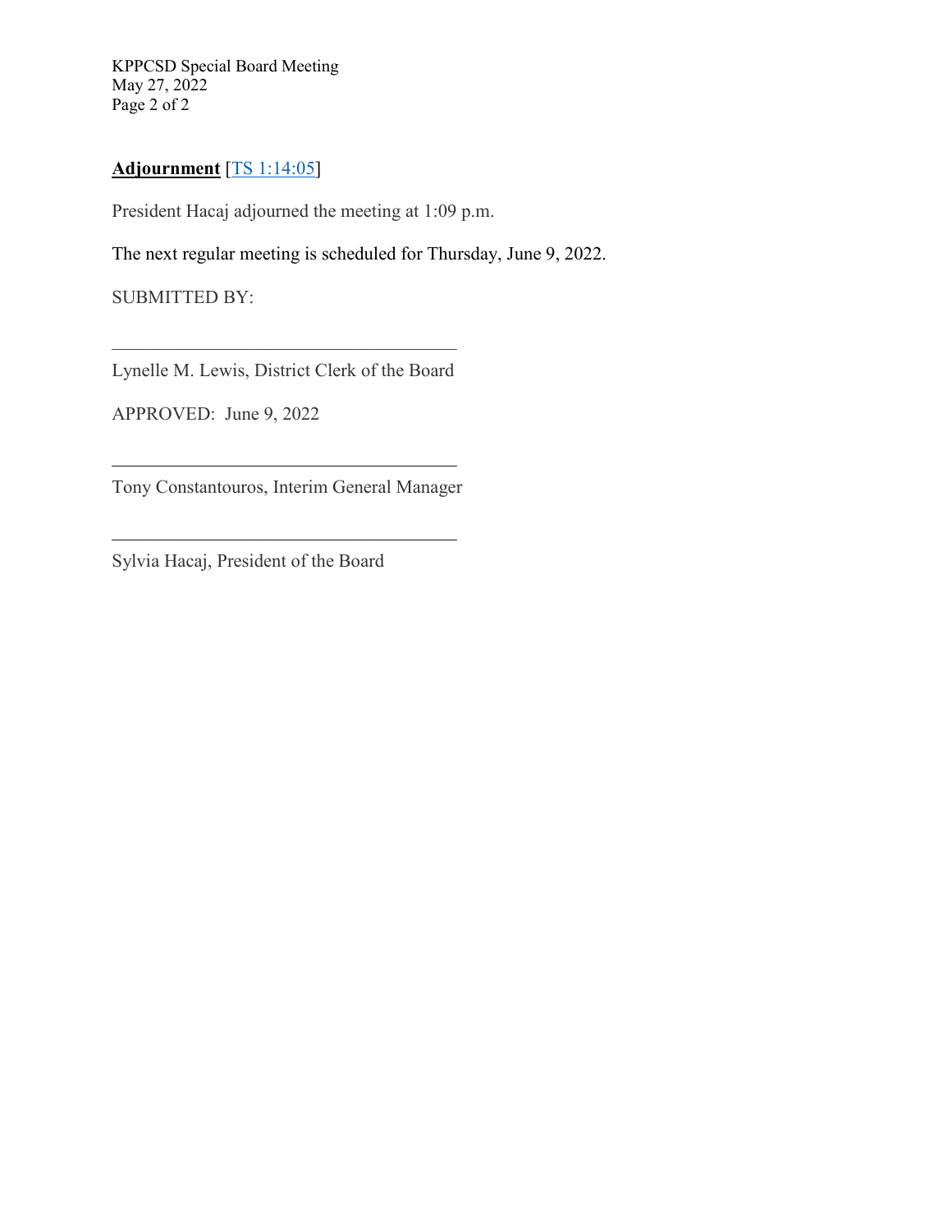**Adjournment** [TS 1:14:05]

President Hacaj adjourned the meeting at 1:09 p.m.

The next regular meeting is scheduled for Thursday, June 9, 2022.

SUBMITTED BY:

\_\_\_\_\_\_\_\_\_\_\_\_\_\_\_\_\_\_\_\_\_\_\_\_\_\_\_\_\_\_\_\_\_\_\_\_\_\_

Lynelle M. Lewis, District Clerk of the Board

APPROVED: June 9, 2022

\_\_\_\_\_\_\_\_\_\_\_\_\_\_\_\_\_\_\_\_\_\_\_\_\_\_\_\_\_\_\_\_\_\_\_\_\_\_

Tony Constantouros, Interim General Manager

\_\_\_\_\_\_\_\_\_\_\_\_\_\_\_\_\_\_\_\_\_\_\_\_\_\_\_\_\_\_\_\_\_\_\_\_\_\_

Sylvia Hacaj, President of the Board